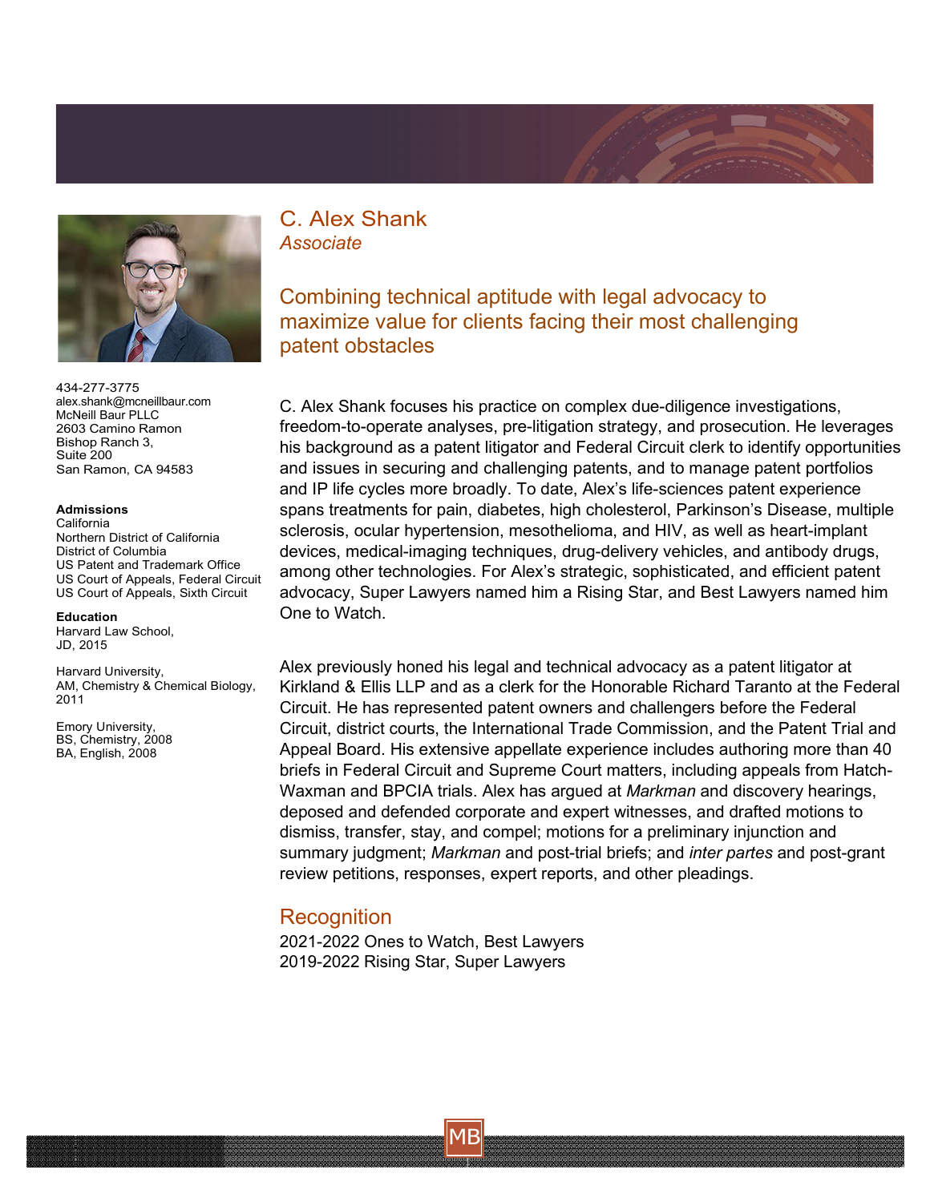# C. Alex Shank

*Associate*

## Combining technical aptitude with legal advocacy to maximize value for clients facing their most challenging patent obstacles

434-277-3775
alex.shank@mcneillbaur.com
McNeill Baur PLLC
2603 Camino Ramon
Bishop Ranch 3,
Suite 200
San Ramon, CA 94583

**Admissions**
California
Northern District of California
District of Columbia
US Patent and Trademark Office
US Court of Appeals, Federal Circuit
US Court of Appeals, Sixth Circuit

**Education**
Harvard Law School,
JD, 2015

Harvard University,
AM, Chemistry & Chemical Biology, 2011

Emory University,
BS, Chemistry, 2008
BA, English, 2008

C. Alex Shank focuses his practice on complex due-diligence investigations, freedom-to-operate analyses, pre-litigation strategy, and prosecution. He leverages his background as a patent litigator and Federal Circuit clerk to identify opportunities and issues in securing and challenging patents, and to manage patent portfolios and IP life cycles more broadly. To date, Alex's life-sciences patent experience spans treatments for pain, diabetes, high cholesterol, Parkinson's Disease, multiple sclerosis, ocular hypertension, mesothelioma, and HIV, as well as heart-implant devices, medical-imaging techniques, drug-delivery vehicles, and antibody drugs, among other technologies. For Alex's strategic, sophisticated, and efficient patent advocacy, Super Lawyers named him a Rising Star, and Best Lawyers named him One to Watch.

Alex previously honed his legal and technical advocacy as a patent litigator at Kirkland & Ellis LLP and as a clerk for the Honorable Richard Taranto at the Federal Circuit. He has represented patent owners and challengers before the Federal Circuit, district courts, the International Trade Commission, and the Patent Trial and Appeal Board. His extensive appellate experience includes authoring more than 40 briefs in Federal Circuit and Supreme Court matters, including appeals from Hatch-Waxman and BPCIA trials. Alex has argued at *Markman* and discovery hearings, deposed and defended corporate and expert witnesses, and drafted motions to dismiss, transfer, stay, and compel; motions for a preliminary injunction and summary judgment; *Markman* and post-trial briefs; and *inter partes* and post-grant review petitions, responses, expert reports, and other pleadings.

## Recognition

2021-2022 Ones to Watch, Best Lawyers
2019-2022 Rising Star, Super Lawyers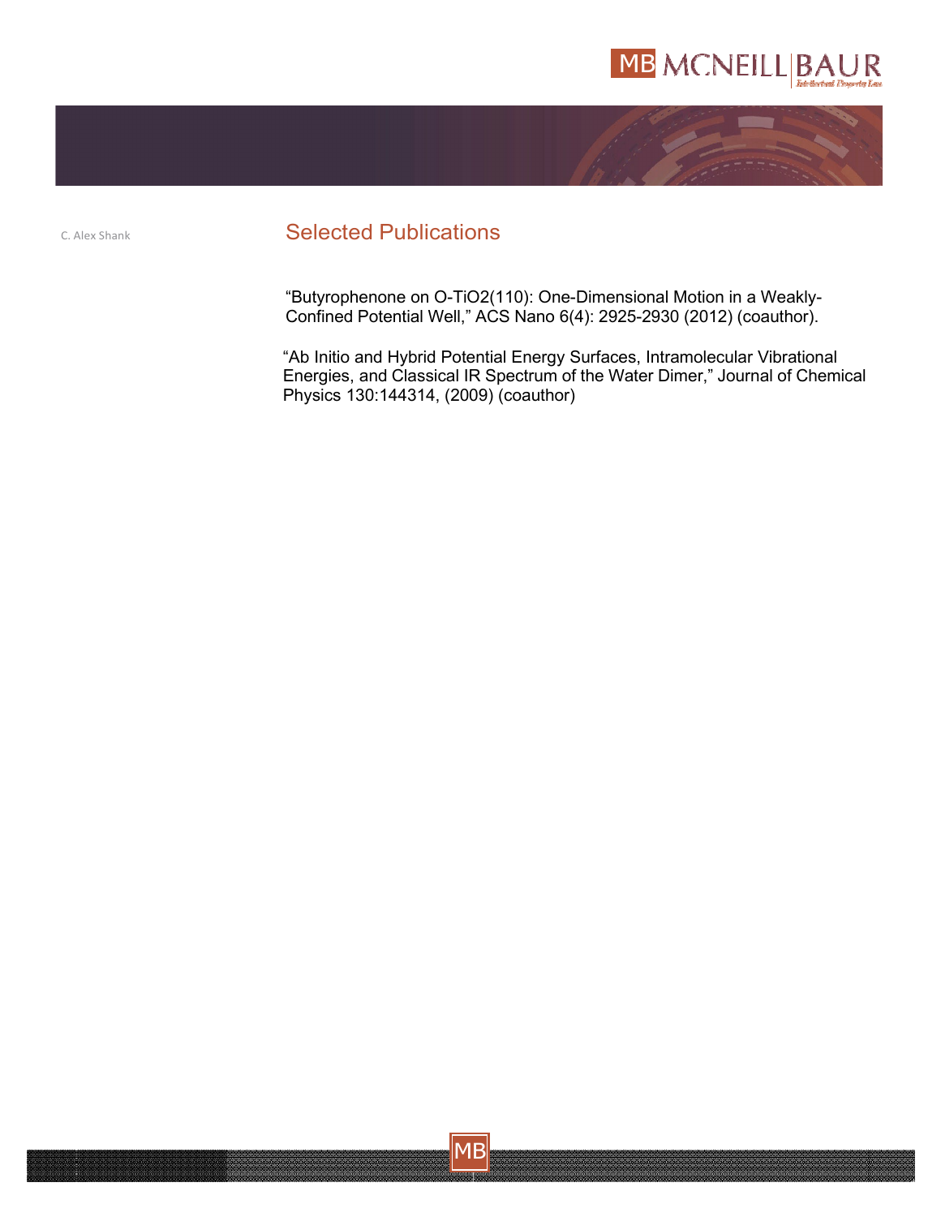C. Alex Shank

## Selected Publications

"Butyrophenone on O-$TiO_2$(110): One-Dimensional Motion in a Weakly-Confined Potential Well," ACS Nano 6(4): 2925-2930 (2012) (coauthor).

"Ab Initio and Hybrid Potential Energy Surfaces, Intramolecular Vibrational Energies, and Classical IR Spectrum of the Water Dimer," Journal of Chemical Physics 130:144314, (2009) (coauthor)